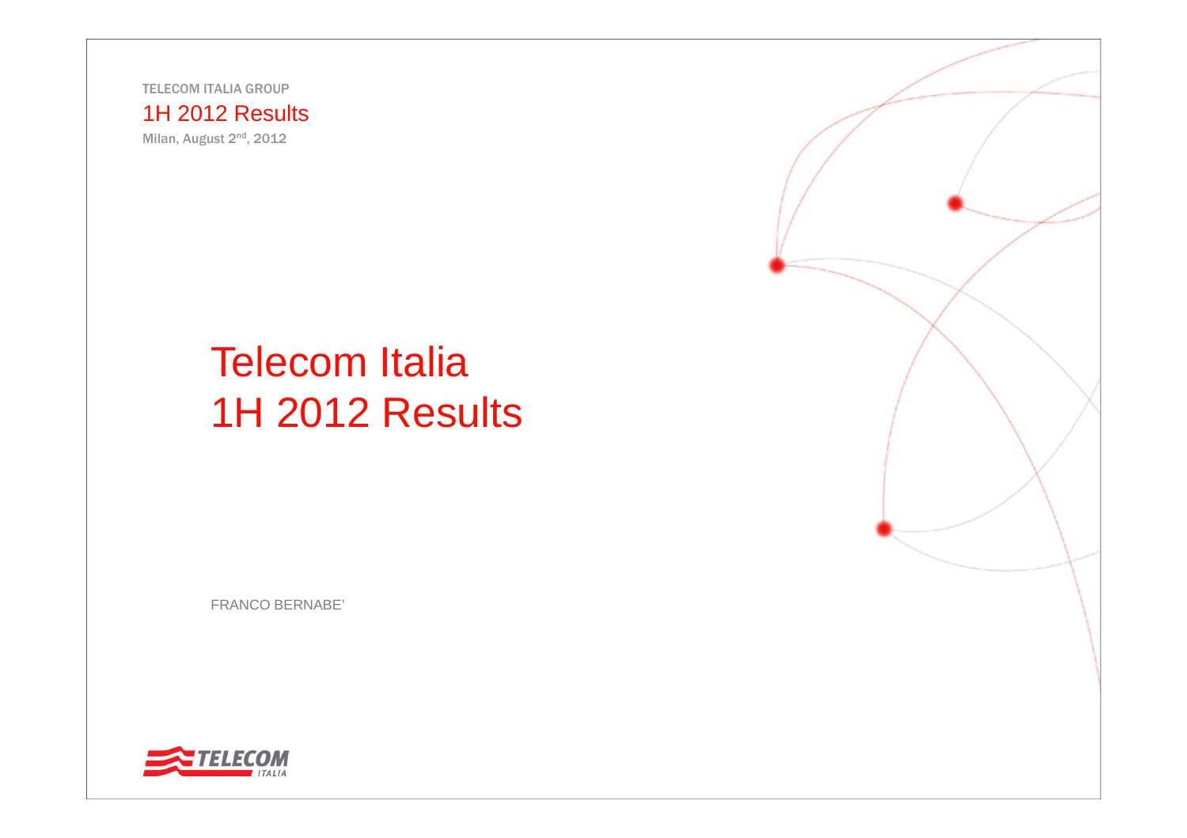TELECOM ITALIA GROUP

1H 2012 Results

Milan, August 2nd, 2012

# Telecom Italia 1H 2012 Results

FRANCO BERNABE'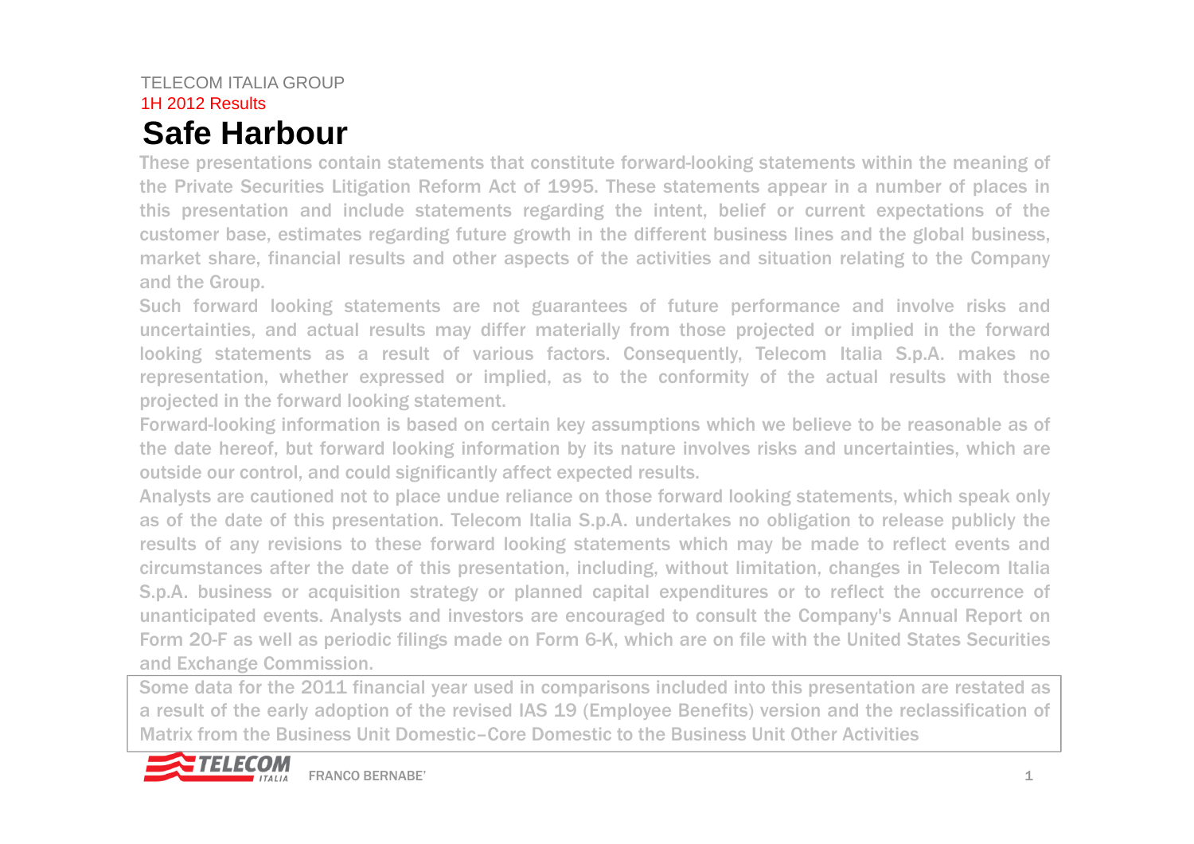TELECOM ITALIA GROUP

1H 2012 Results

# Safe Harbour

These presentations contain statements that constitute forward-looking statements within the meaning of the Private Securities Litigation Reform Act of 1995. These statements appear in a number of places in this presentation and include statements regarding the intent, belief or current expectations of the customer base, estimates regarding future growth in the different business lines and the global business, market share, financial results and other aspects of the activities and situation relating to the Company and the Group.

Such forward looking statements are not guarantees of future performance and involve risks and uncertainties, and actual results may differ materially from those projected or implied in the forward looking statements as a result of various factors. Consequently, Telecom Italia S.p.A. makes no representation, whether expressed or implied, as to the conformity of the actual results with those projected in the forward looking statement.

Forward-looking information is based on certain key assumptions which we believe to be reasonable as of the date hereof, but forward looking information by its nature involves risks and uncertainties, which are outside our control, and could significantly affect expected results.

Analysts are cautioned not to place undue reliance on those forward looking statements, which speak only as of the date of this presentation. Telecom Italia S.p.A. undertakes no obligation to release publicly the results of any revisions to these forward looking statements which may be made to reflect events and circumstances after the date of this presentation, including, without limitation, changes in Telecom Italia S.p.A. business or acquisition strategy or planned capital expenditures or to reflect the occurrence of unanticipated events. Analysts and investors are encouraged to consult the Company's Annual Report on Form 20-F as well as periodic filings made on Form 6-K, which are on file with the United States Securities and Exchange Commission.

Some data for the 2011 financial year used in comparisons included into this presentation are restated as a result of the early adoption of the revised IAS 19 (Employee Benefits) version and the reclassification of Matrix from the Business Unit Domestic–Core Domestic to the Business Unit Other Activities

FRANCO BERNABE'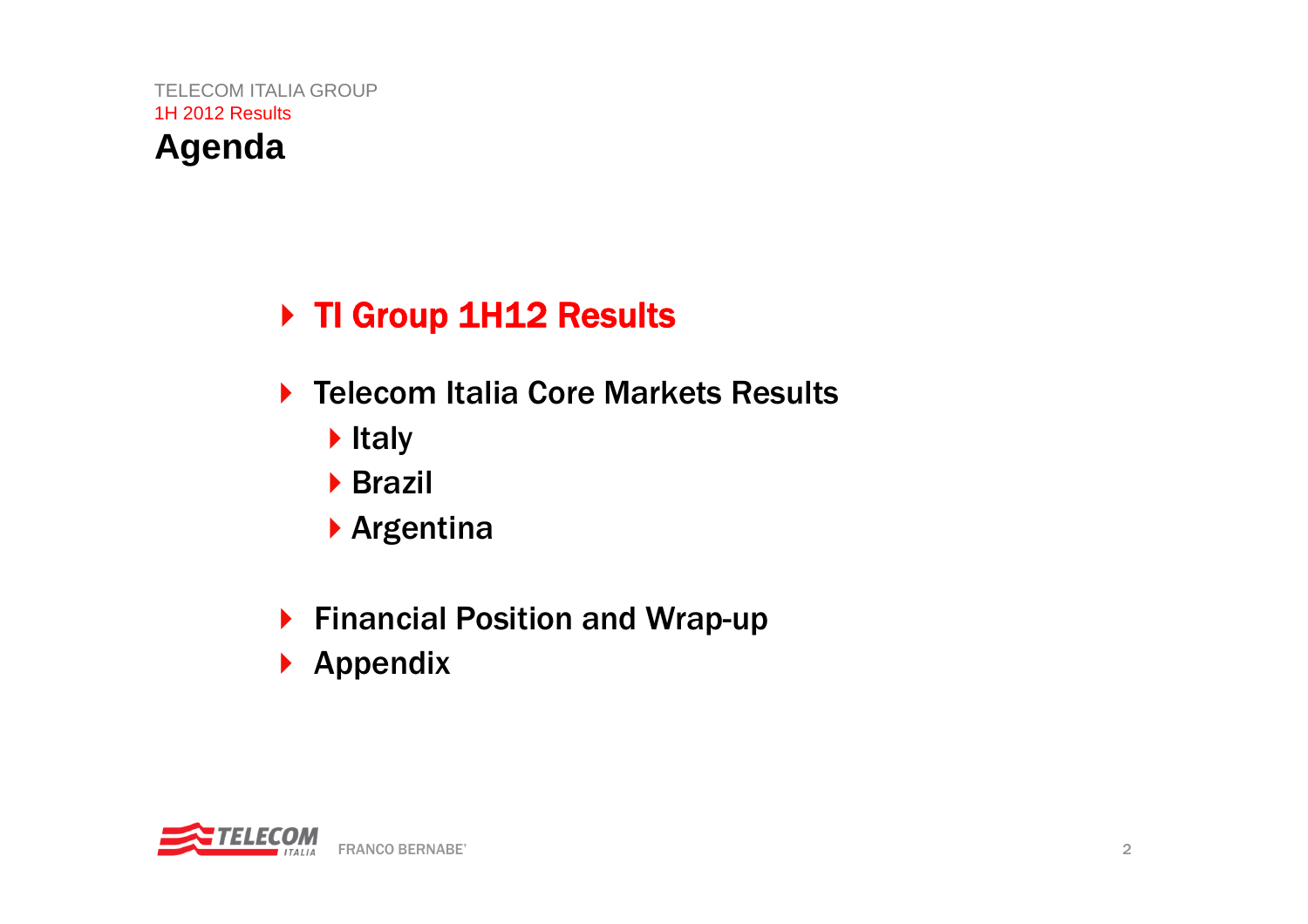# Agenda

- **TI Group 1H12 Results**
- **Telecom Italia Core Markets Results**
  - **Italy**
  - **Brazil**
  - **Argentina**
- **Financial Position and Wrap-up**
- **Appendix**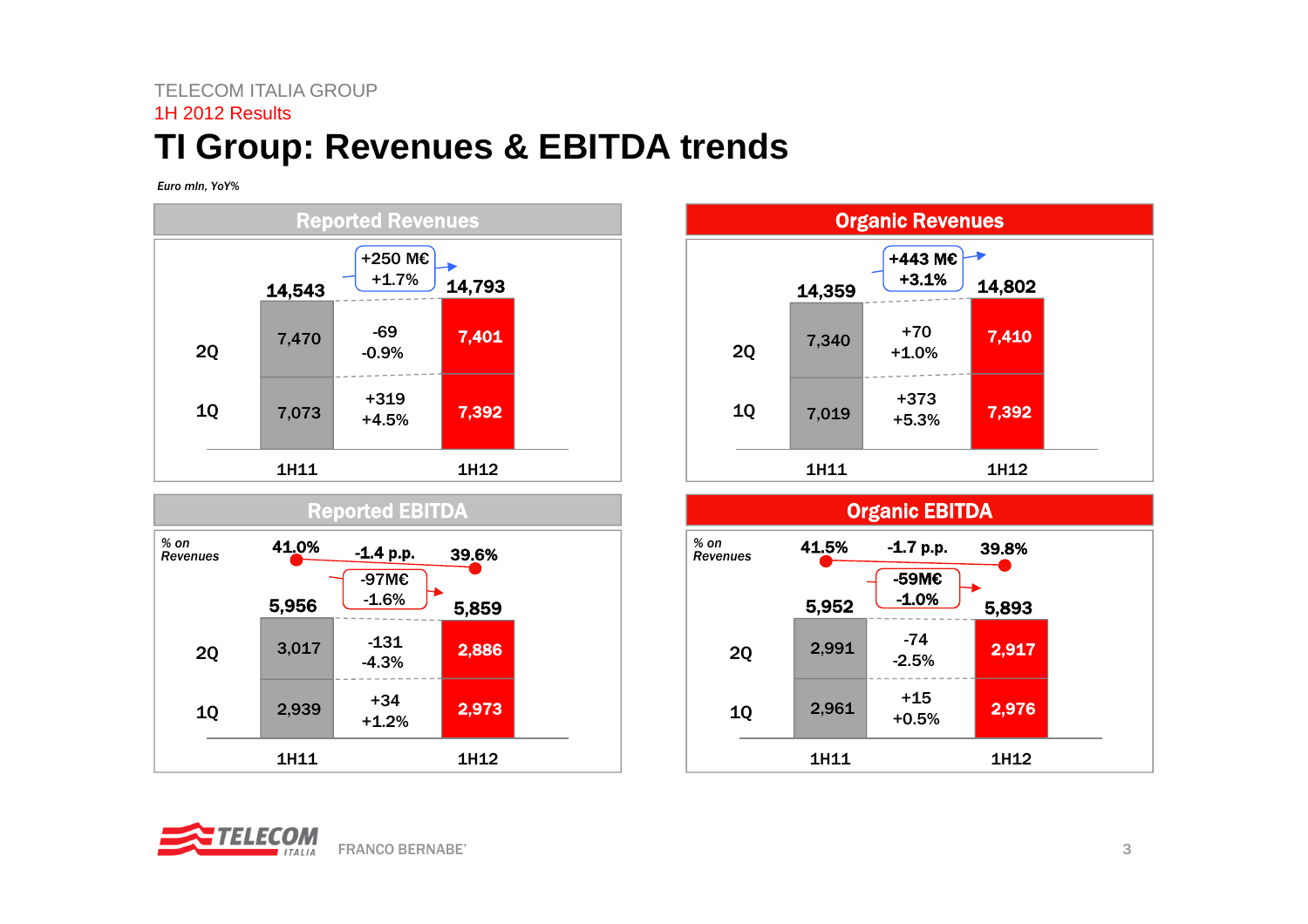TELECOM ITALIA GROUP

1H 2012 Results

# TI Group: Revenues & EBITDA trends

*Euro mln, YoY%*

## Reported Revenues

| | 1H11 | Change | 1H12 |
|---|---|---|---|
| 2Q | 7,470 | -69 / -0.9% | 7,401 |
| 1Q | 7,073 | +319 / +4.5% | 7,392 |
| Total | 14,543 | +250 M€ / +1.7% | 14,793 |

## Organic Revenues

| | 1H11 | Change | 1H12 |
|---|---|---|---|
| 2Q | 7,340 | +70 / +1.0% | 7,410 |
| 1Q | 7,019 | +373 / +5.3% | 7,392 |
| Total | 14,359 | +443 M€ / +3.1% | 14,802 |

## Reported EBITDA

| | 1H11 | Change | 1H12 |
|---|---|---|---|
| % on Revenues | 41.0% | -1.4 p.p. | 39.6% |
| 2Q | 3,017 | -131 / -4.3% | 2,886 |
| 1Q | 2,939 | +34 / +1.2% | 2,973 |
| Total | 5,956 | -97M€ / -1.6% | 5,859 |

## Organic EBITDA

| | 1H11 | Change | 1H12 |
|---|---|---|---|
| % on Revenues | 41.5% | -1.7 p.p. | 39.8% |
| 2Q | 2,991 | -74 / -2.5% | 2,917 |
| 1Q | 2,961 | +15 / +0.5% | 2,976 |
| Total | 5,952 | -59M€ / -1.0% | 5,893 |

FRANCO BERNABE'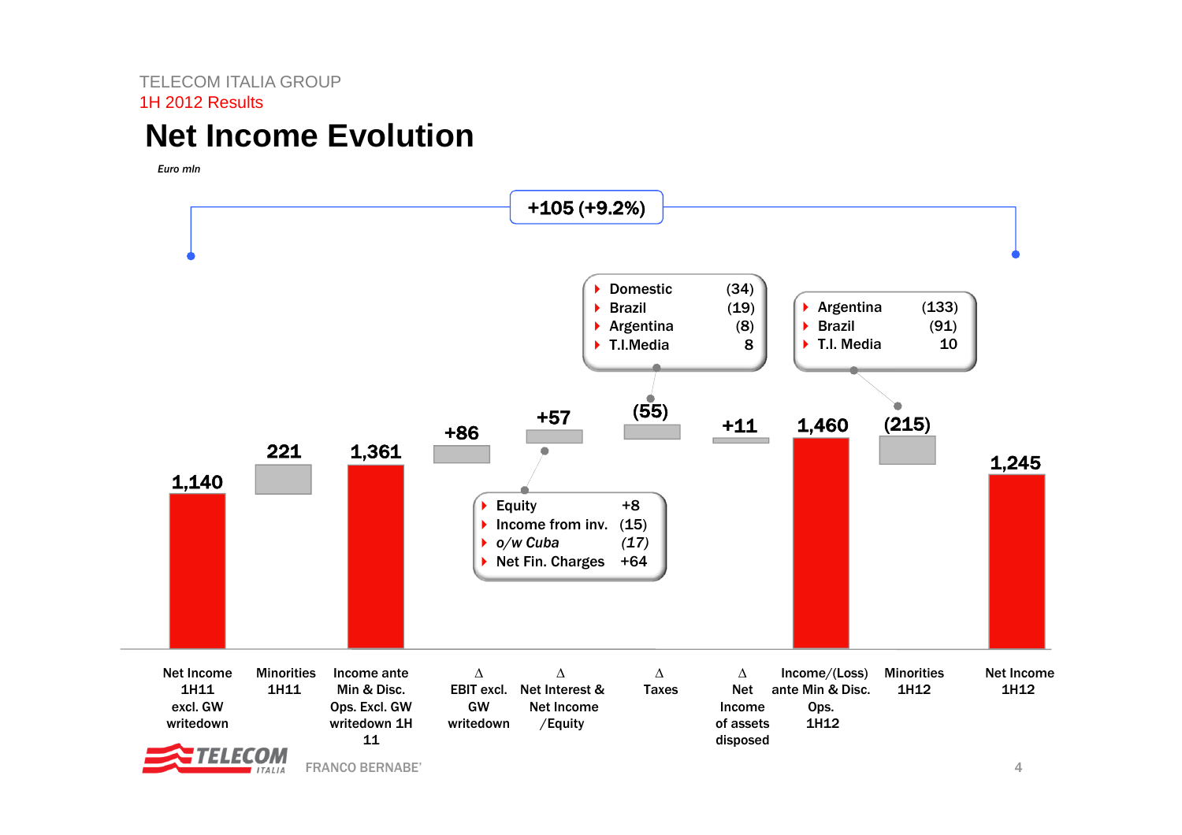TELECOM ITALIA GROUP
1H 2012 Results

# Net Income Evolution

*Euro mln*

**+105 (+9.2%)**

| Item | Value |
|---|---|
| Net Income 1H11 excl. GW writedown | 1,140 |
| Minorities 1H11 | 221 |
| Income ante Min & Disc. Ops. Excl. GW writedown 1H 11 | 1,361 |
| Δ EBIT excl. GW writedown | +86 |
| Δ Net Interest & Net Income /Equity | +57 |
| Δ Taxes | (55) |
| Δ Net Income of assets disposed | +11 |
| Income/(Loss) ante Min & Disc. Ops. 1H12 | 1,460 |
| Minorities 1H12 | (215) |
| Net Income 1H12 | 1,245 |

Δ Net Interest & Net Income /Equity:

- Equity +8
- Income from inv. (15)
- *o/w Cuba (17)*
- Net Fin. Charges +64

Δ Taxes:

- Domestic (34)
- Brazil (19)
- Argentina (8)
- T.I.Media 8

Minorities 1H12:

- Argentina (133)
- Brazil (91)
- T.I. Media 10

FRANCO BERNABE'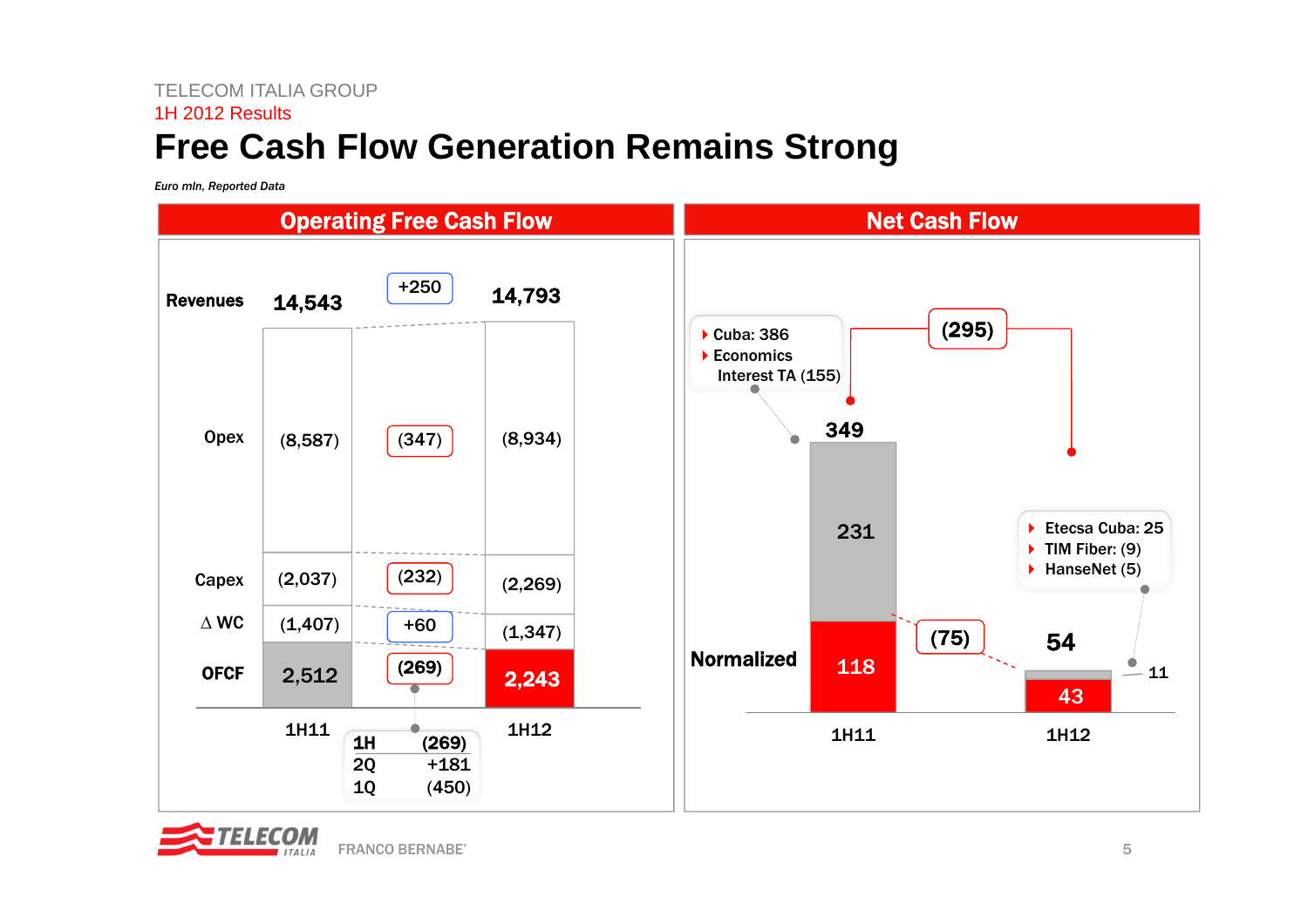TELECOM ITALIA GROUP

1H 2012 Results

# Free Cash Flow Generation Remains Strong

*Euro mln, Reported Data*

## Operating Free Cash Flow

| | 1H11 | Δ | 1H12 |
|---|---|---|---|
| Revenues | 14,543 | +250 | 14,793 |
| Opex | (8,587) | (347) | (8,934) |
| Capex | (2,037) | (232) | (2,269) |
| Δ WC | (1,407) | +60 | (1,347) |
| OFCF | 2,512 | (269) | 2,243 |

| | |
|---|---|
| 1H | (269) |
| 2Q | +181 |
| 1Q | (450) |

## Net Cash Flow

| | 1H11 | 1H12 |
|---|---|---|
| Total | 349 | 54 |
| Non-normalized component | 231 | 11 |
| Normalized | 118 | 43 |

- Change total: (295)
- Change normalized: (75)

1H11 non-normalized items:
- Cuba: 386
- Economics Interest TA (155)

1H12 non-normalized items:
- Etecsa Cuba: 25
- TIM Fiber: (9)
- HanseNet (5)

FRANCO BERNABE'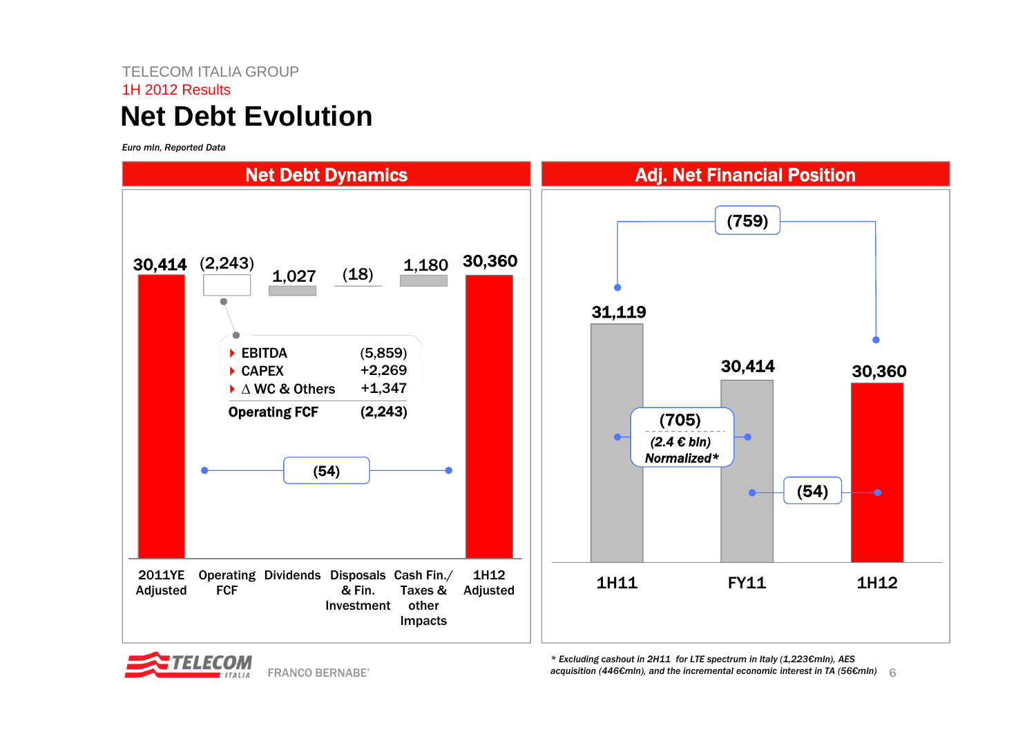TELECOM ITALIA GROUP

1H 2012 Results

# Net Debt Evolution

*Euro mln, Reported Data*

## Net Debt Dynamics

| 2011YE Adjusted | Operating FCF | Dividends | Disposals & Fin. Investment | Cash Fin./ Taxes & other Impacts | 1H12 Adjusted |
|---|---|---|---|---|---|
| 30,414 | (2,243) | 1,027 | (18) | 1,180 | 30,360 |

| | |
|---|---|
| EBITDA | (5,859) |
| CAPEX | +2,269 |
| Δ WC & Others | +1,347 |
| **Operating FCF** | **(2,243)** |

Change 2011YE Adjusted → 1H12 Adjusted: (54)

## Adj. Net Financial Position

| 1H11 | FY11 | 1H12 |
|---|---|---|
| 31,119 | 30,414 | 30,360 |

- 1H11 → 1H12: (759)
- 1H11 → FY11: (705) *(2.4 € bln) Normalized**
- FY11 → 1H12: (54)

*\* Excluding cashout in 2H11 for LTE spectrum in Italy (1,223€mln), AES acquisition (446€mln), and the incremental economic interest in TA (56€mln)*

FRANCO BERNABE'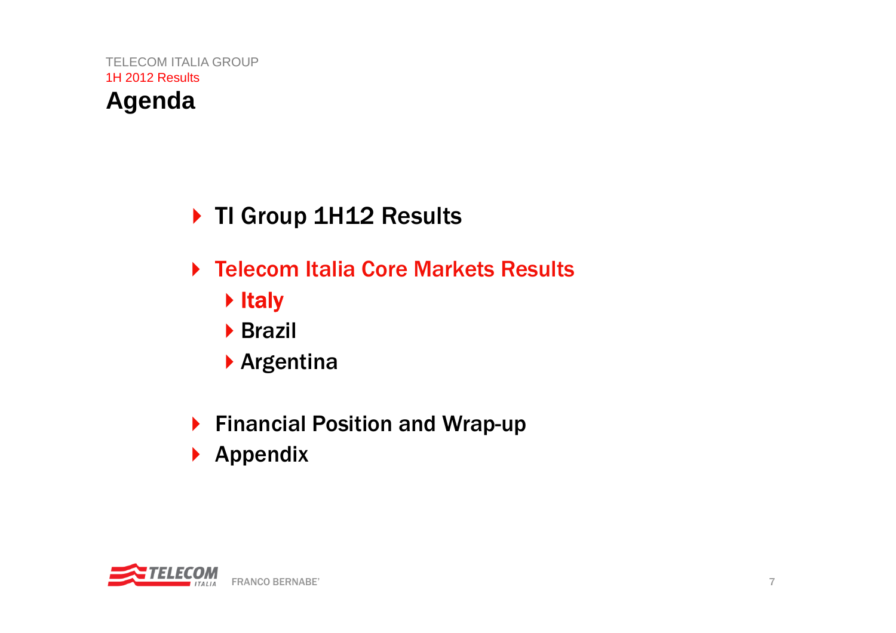TELECOM ITALIA GROUP

1H 2012 Results

# Agenda

- TI Group 1H12 Results
- Telecom Italia Core Markets Results
  - Italy
  - Brazil
  - Argentina
- Financial Position and Wrap-up
- Appendix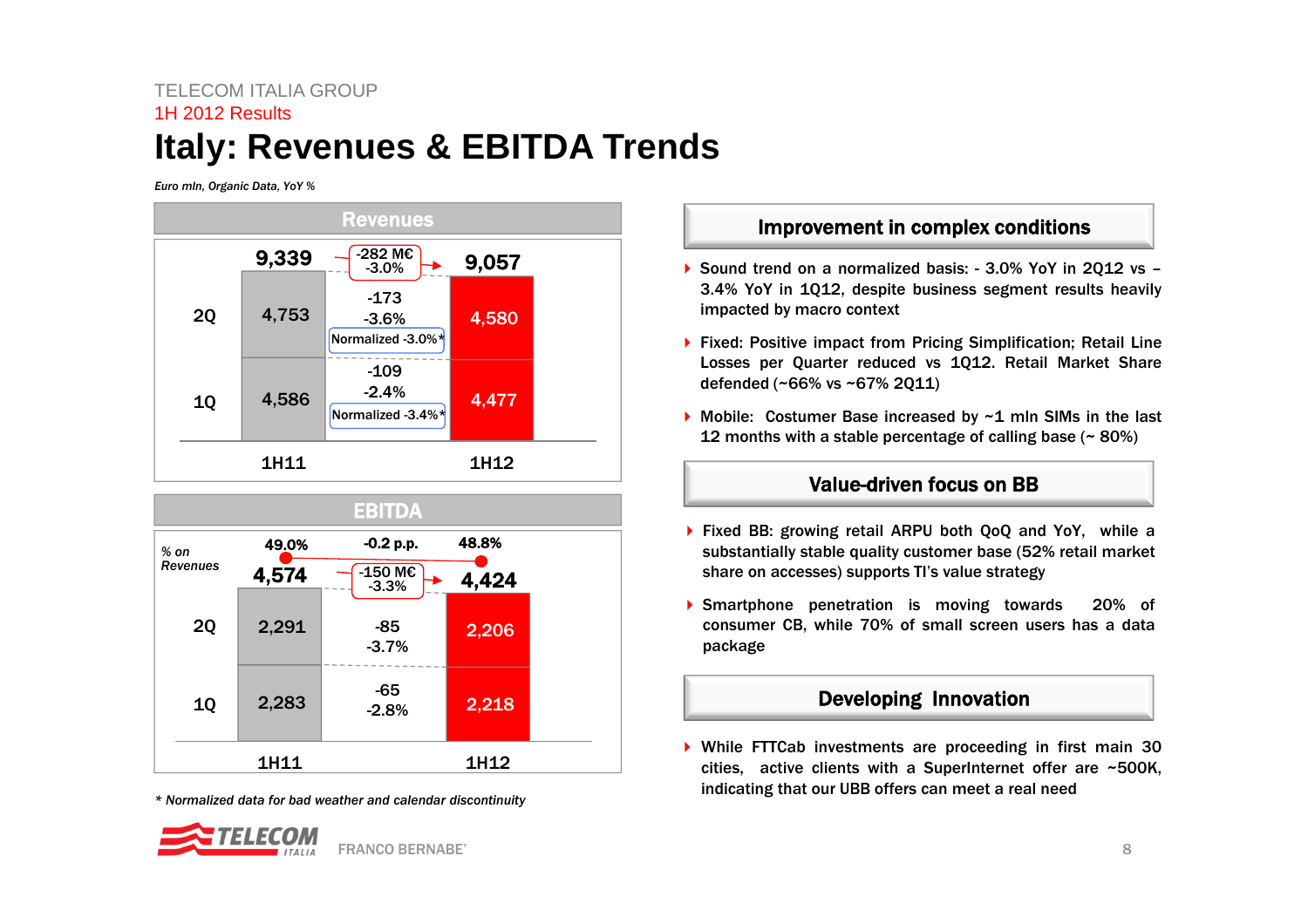TELECOM ITALIA GROUP

1H 2012 Results

# Italy: Revenues & EBITDA Trends

*Euro mln, Organic Data, YoY %*

## Revenues

| | 1H11 | Change | 1H12 |
|---|---|---|---|
| Total | 9,339 | -282 M€ -3.0% | 9,057 |
| 2Q | 4,753 | -173 -3.6% (Normalized -3.0%*) | 4,580 |
| 1Q | 4,586 | -109 -2.4% (Normalized -3.4%*) | 4,477 |

## EBITDA

| | 1H11 | Change | 1H12 |
|---|---|---|---|
| % on Revenues | 49.0% | -0.2 p.p. | 48.8% |
| Total | 4,574 | -150 M€ -3.3% | 4,424 |
| 2Q | 2,291 | -85 -3.7% | 2,206 |
| 1Q | 2,283 | -65 -2.8% | 2,218 |

*\* Normalized data for bad weather and calendar discontinuity*

### Improvement in complex conditions

- Sound trend on a normalized basis: - 3.0% YoY in 2Q12 vs – 3.4% YoY in 1Q12, despite business segment results heavily impacted by macro context
- Fixed: Positive impact from Pricing Simplification; Retail Line Losses per Quarter reduced vs 1Q12. Retail Market Share defended (~66% vs ~67% 2Q11)
- Mobile: Costumer Base increased by ~1 mln SIMs in the last 12 months with a stable percentage of calling base (~ 80%)

### Value-driven focus on BB

- Fixed BB: growing retail ARPU both QoQ and YoY, while a substantially stable quality customer base (52% retail market share on accesses) supports TI's value strategy
- Smartphone penetration is moving towards 20% of consumer CB, while 70% of small screen users has a data package

### Developing Innovation

- While FTTCab investments are proceeding in first main 30 cities, active clients with a SuperInternet offer are ~500K, indicating that our UBB offers can meet a real need

FRANCO BERNABE'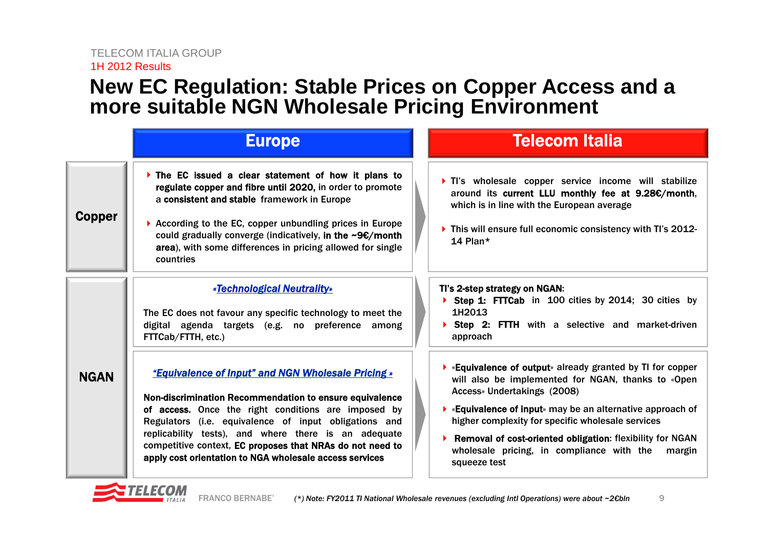# New EC Regulation: Stable Prices on Copper Access and a more suitable NGN Wholesale Pricing Environment

| | Europe | Telecom Italia |
|---|---|---|
| **Copper** | ▸ **The EC issued a clear statement of how it plans to regulate copper and fibre until 2020,** in order to promote a **consistent and stable** framework in Europe<br><br>▸ According to the EC, copper unbundling prices in Europe could gradually converge (indicatively, **in the ~9€/month area**), with some differences in pricing allowed for single countries | ▸ TI's wholesale copper service income will stabilize around its **current LLU monthly fee at 9.28€/month**, which is in line with the European average<br><br>▸ This will ensure full economic consistency with TI's 2012-14 Plan* |
| **NGAN** | ***«Technological Neutrality»***<br><br>The EC does not favour any specific technology to meet the digital agenda targets (e.g. no preference among FTTCab/FTTH, etc.) | **TI's 2-step strategy on NGAN**:<br>▸ **Step 1: FTTCab** in 100 cities by 2014; 30 cities by 1H2013<br>▸ **Step 2: FTTH** with a selective and market-driven approach |
| | ***"Equivalence of Input" and NGN Wholesale Pricing »***<br><br>**Non-discrimination Recommendation to ensure equivalence of access.** Once the right conditions are imposed by Regulators (i.e. equivalence of input obligations and replicability tests), and where there is an adequate competitive context, **EC proposes that NRAs do not need to apply cost orientation to NGA wholesale access services** | ▸ **«Equivalence of output»** already granted by TI for copper will also be implemented for NGAN, thanks to «Open Access» Undertakings (2008)<br><br>▸ **«Equivalence of input»** may be an alternative approach of higher complexity for specific wholesale services<br><br>▸ **Removal of cost-oriented obligation:** flexibility for NGAN wholesale pricing, in compliance with the margin squeeze test |

*(\*) Note: FY2011 TI National Wholesale revenues (excluding Intl Operations) were about ~2€bln*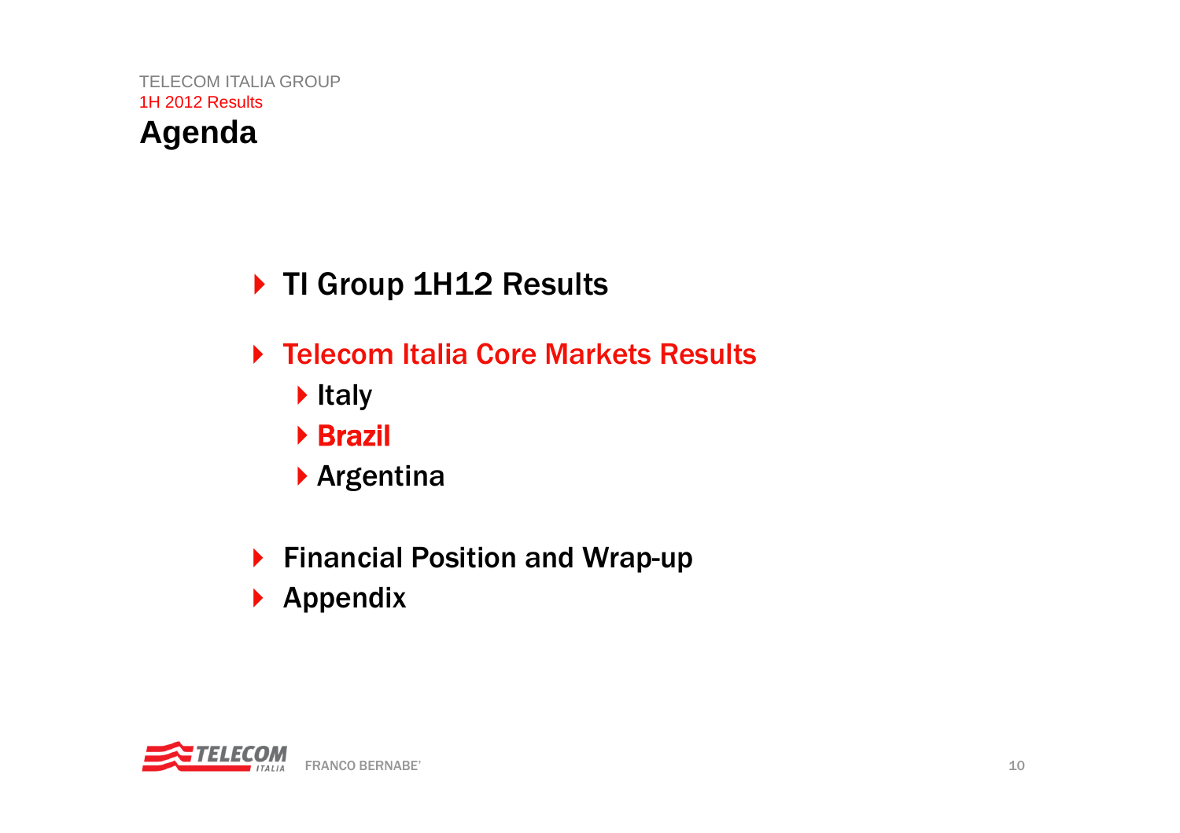# Agenda

- TI Group 1H12 Results
- Telecom Italia Core Markets Results
  - Italy
  - Brazil
  - Argentina
- Financial Position and Wrap-up
- Appendix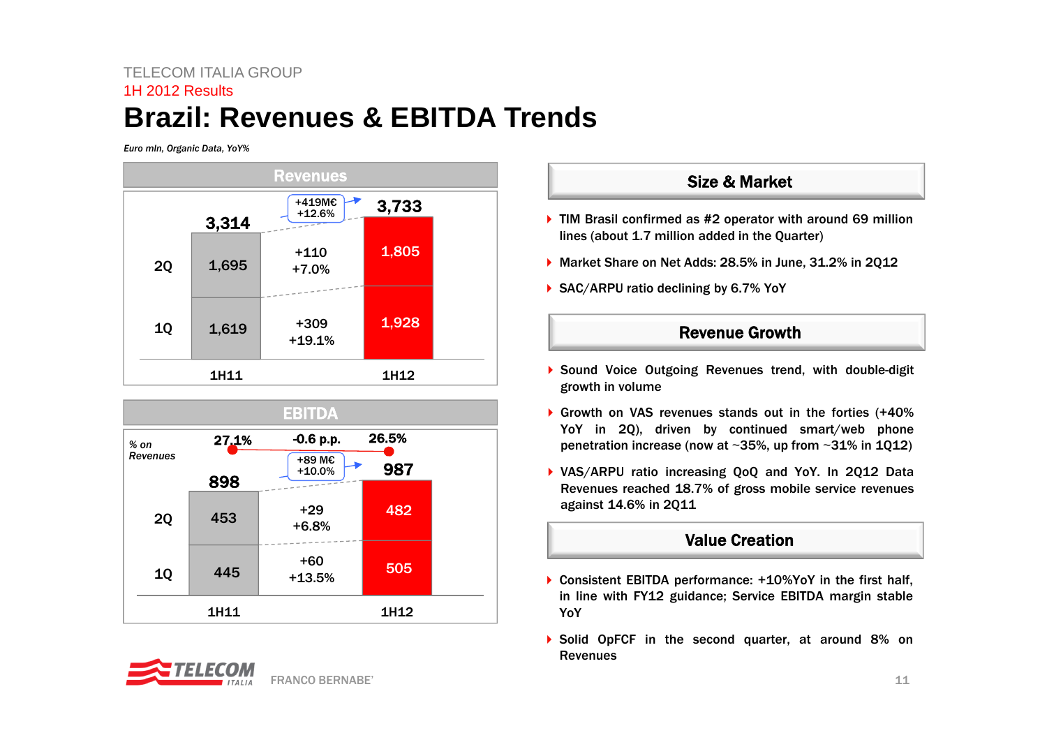TELECOM ITALIA GROUP

1H 2012 Results

# Brazil: Revenues & EBITDA Trends

*Euro mln, Organic Data, YoY%*

## Revenues

| | 1H11 | Change | 1H12 |
|---|---|---|---|
| 2Q | 1,695 | +110 +7.0% | 1,805 |
| 1Q | 1,619 | +309 +19.1% | 1,928 |
| Total | 3,314 | +419M€ +12.6% | 3,733 |

## EBITDA

| | 1H11 | Change | 1H12 |
|---|---|---|---|
| % on Revenues | 27.1% | -0.6 p.p. | 26.5% |
| 2Q | 453 | +29 +6.8% | 482 |
| 1Q | 445 | +60 +13.5% | 505 |
| Total | 898 | +89 M€ +10.0% | 987 |

## Size & Market

- TIM Brasil confirmed as #2 operator with around 69 million lines (about 1.7 million added in the Quarter)
- Market Share on Net Adds: 28.5% in June, 31.2% in 2Q12
- SAC/ARPU ratio declining by 6.7% YoY

## Revenue Growth

- Sound Voice Outgoing Revenues trend, with double-digit growth in volume
- Growth on VAS revenues stands out in the forties (+40% YoY in 2Q), driven by continued smart/web phone penetration increase (now at ~35%, up from ~31% in 1Q12)
- VAS/ARPU ratio increasing QoQ and YoY. In 2Q12 Data Revenues reached 18.7% of gross mobile service revenues against 14.6% in 2Q11

## Value Creation

- Consistent EBITDA performance: +10%YoY in the first half, in line with FY12 guidance; Service EBITDA margin stable YoY
- Solid OpFCF in the second quarter, at around 8% on Revenues

FRANCO BERNABE'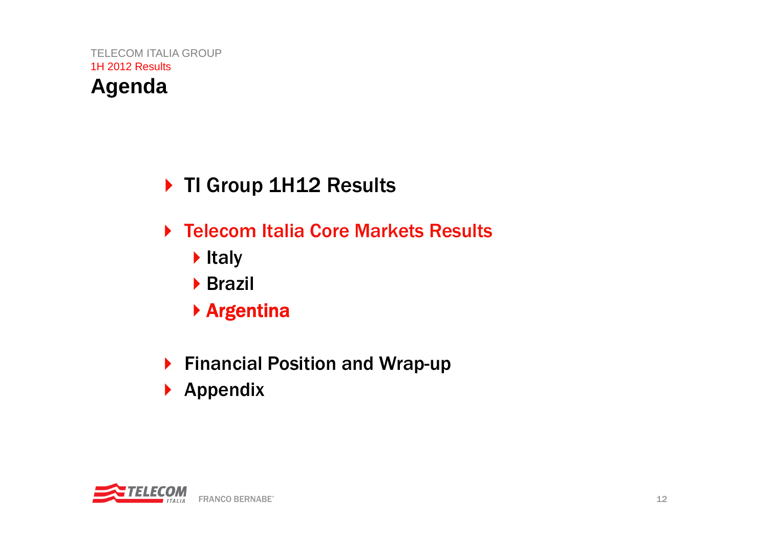TELECOM ITALIA GROUP

1H 2012 Results

# Agenda

- TI Group 1H12 Results
- Telecom Italia Core Markets Results
  - Italy
  - Brazil
  - Argentina
- Financial Position and Wrap-up
- Appendix

FRANCO BERNABE'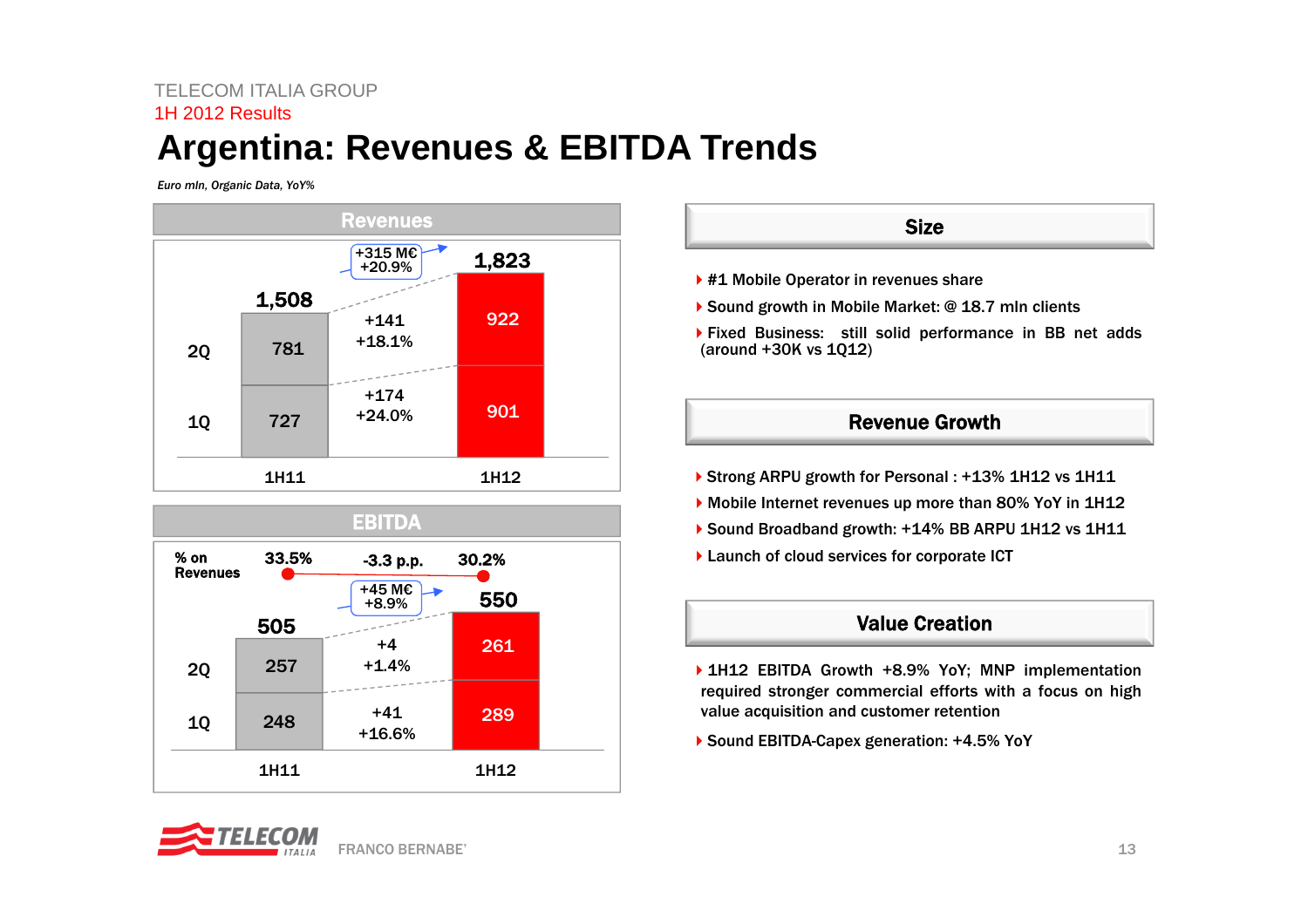TELECOM ITALIA GROUP

1H 2012 Results

# Argentina: Revenues & EBITDA Trends

*Euro mln, Organic Data, YoY%*

## Revenues

| | 1H11 | Change | 1H12 |
|---|---|---|---|
| 1Q | 727 | +174 / +24.0% | 901 |
| 2Q | 781 | +141 / +18.1% | 922 |
| Total | 1,508 | +315 M€ / +20.9% | 1,823 |

## EBITDA

| | 1H11 | Change | 1H12 |
|---|---|---|---|
| % on Revenues | 33.5% | -3.3 p.p. | 30.2% |
| 1Q | 248 | +41 / +16.6% | 289 |
| 2Q | 257 | +4 / +1.4% | 261 |
| Total | 505 | +45 M€ / +8.9% | 550 |

## Size

- #1 Mobile Operator in revenues share
- Sound growth in Mobile Market: @ 18.7 mln clients
- Fixed Business: still solid performance in BB net adds (around +30K vs 1Q12)

## Revenue Growth

- Strong ARPU growth for Personal : +13% 1H12 vs 1H11
- Mobile Internet revenues up more than 80% YoY in 1H12
- Sound Broadband growth: +14% BB ARPU 1H12 vs 1H11
- Launch of cloud services for corporate ICT

## Value Creation

- 1H12 EBITDA Growth +8.9% YoY; MNP implementation required stronger commercial efforts with a focus on high value acquisition and customer retention
- Sound EBITDA-Capex generation: +4.5% YoY

FRANCO BERNABE'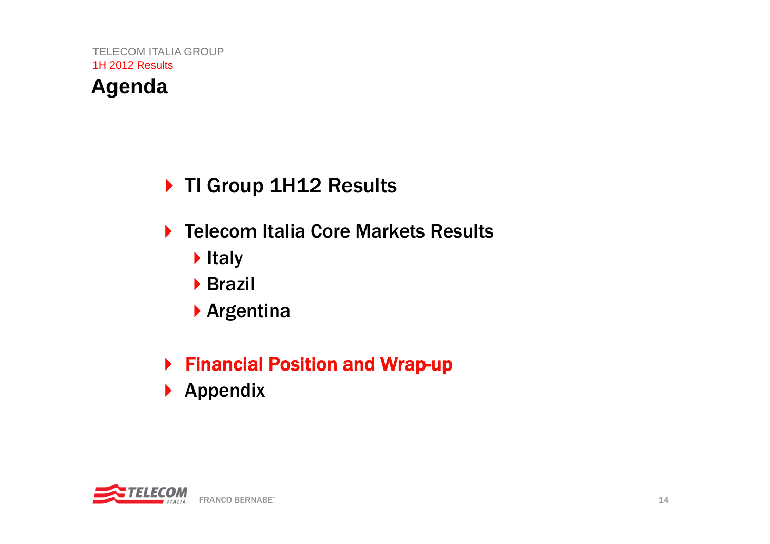# Agenda

- TI Group 1H12 Results
- Telecom Italia Core Markets Results
  - Italy
  - Brazil
  - Argentina
- **Financial Position and Wrap-up**
- Appendix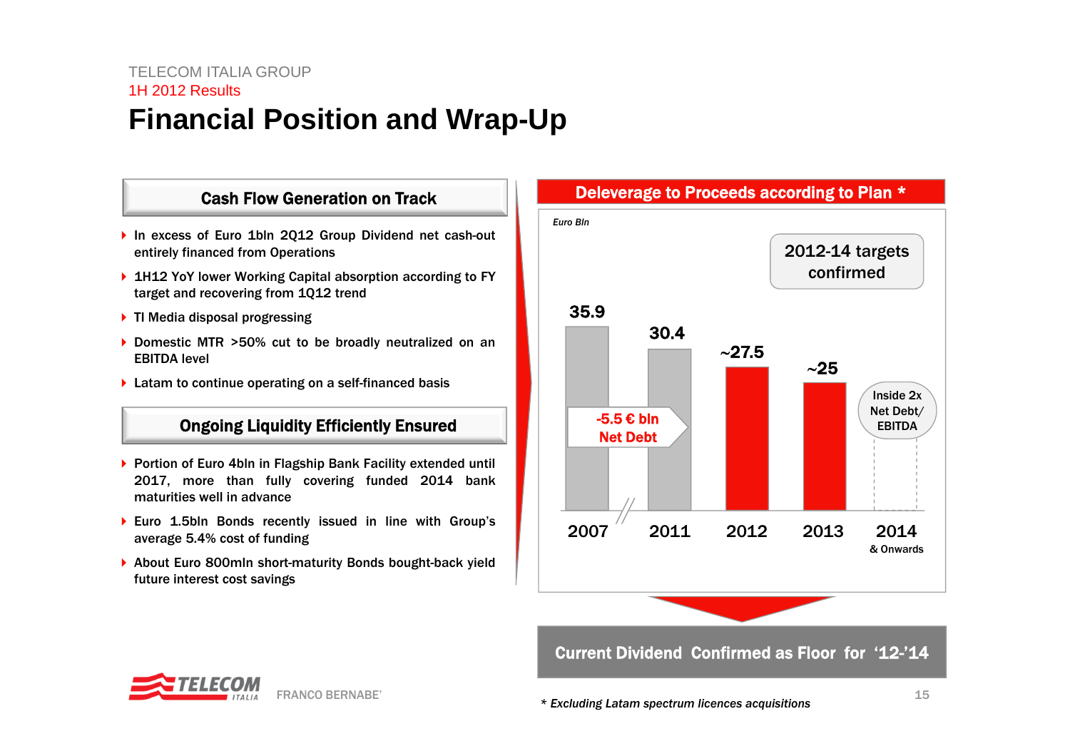TELECOM ITALIA GROUP

1H 2012 Results

# Financial Position and Wrap-Up

## Cash Flow Generation on Track

- In excess of Euro 1bln 2Q12 Group Dividend net cash-out entirely financed from Operations
- 1H12 YoY lower Working Capital absorption according to FY target and recovering from 1Q12 trend
- TI Media disposal progressing
- Domestic MTR >50% cut to be broadly neutralized on an EBITDA level
- Latam to continue operating on a self-financed basis

## Ongoing Liquidity Efficiently Ensured

- Portion of Euro 4bln in Flagship Bank Facility extended until 2017, more than fully covering funded 2014 bank maturities well in advance
- Euro 1.5bln Bonds recently issued in line with Group's average 5.4% cost of funding
- About Euro 800mln short-maturity Bonds bought-back yield future interest cost savings

## Deleverage to Proceeds according to Plan *

*Euro Bln*

2012-14 targets confirmed

| 2007 | 2011 | 2012 | 2013 | 2014 & Onwards |
|---|---|---|---|---|
| 35.9 | 30.4 | ~27.5 | ~25 | Inside 2x Net Debt/ EBITDA |

-5.5 € bln Net Debt

**Current Dividend Confirmed as Floor for '12-'14**

\* *Excluding Latam spectrum licences acquisitions*

FRANCO BERNABE'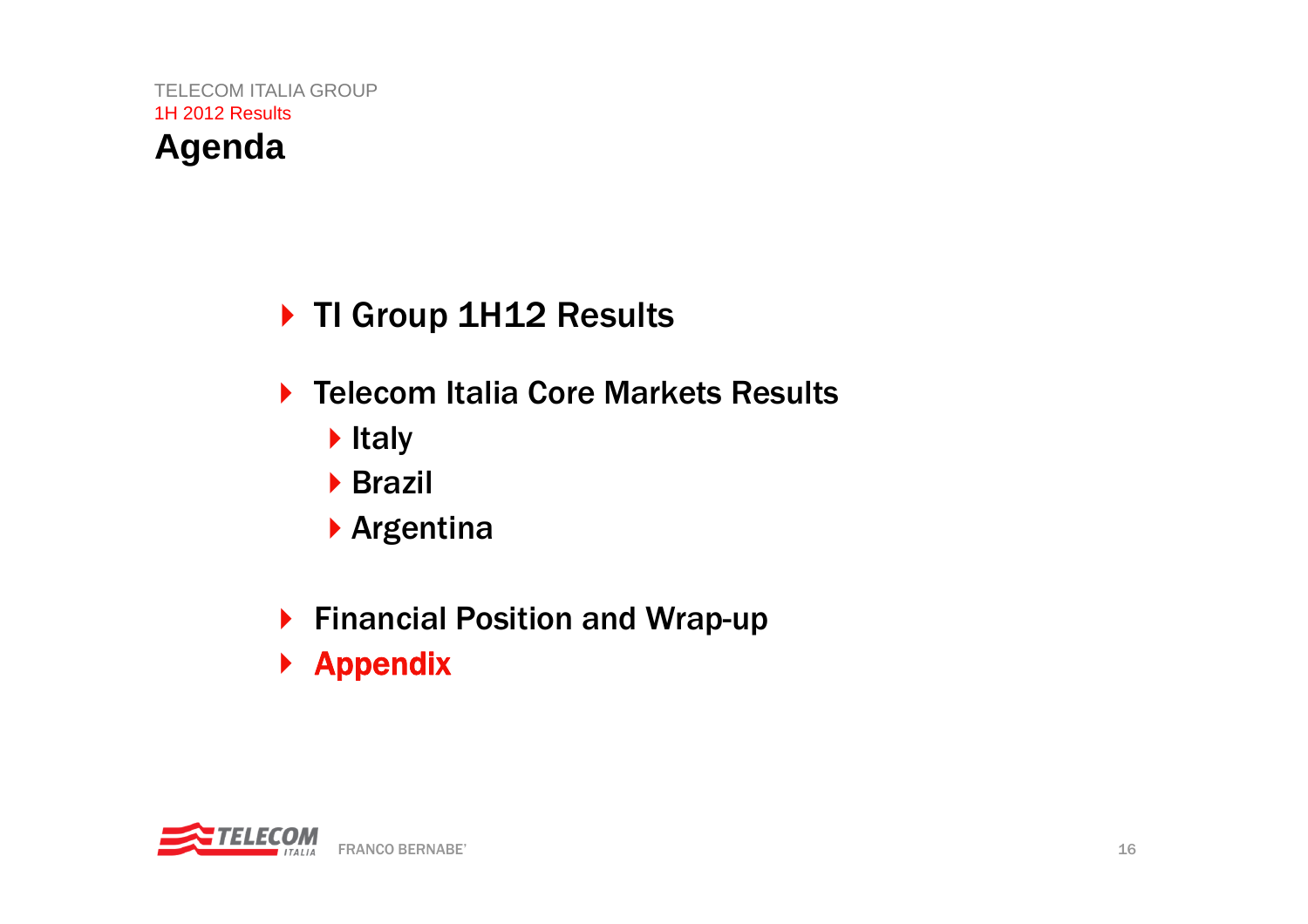TELECOM ITALIA GROUP

1H 2012 Results

# Agenda

- TI Group 1H12 Results
- Telecom Italia Core Markets Results
  - Italy
  - Brazil
  - Argentina
- Financial Position and Wrap-up
- **Appendix**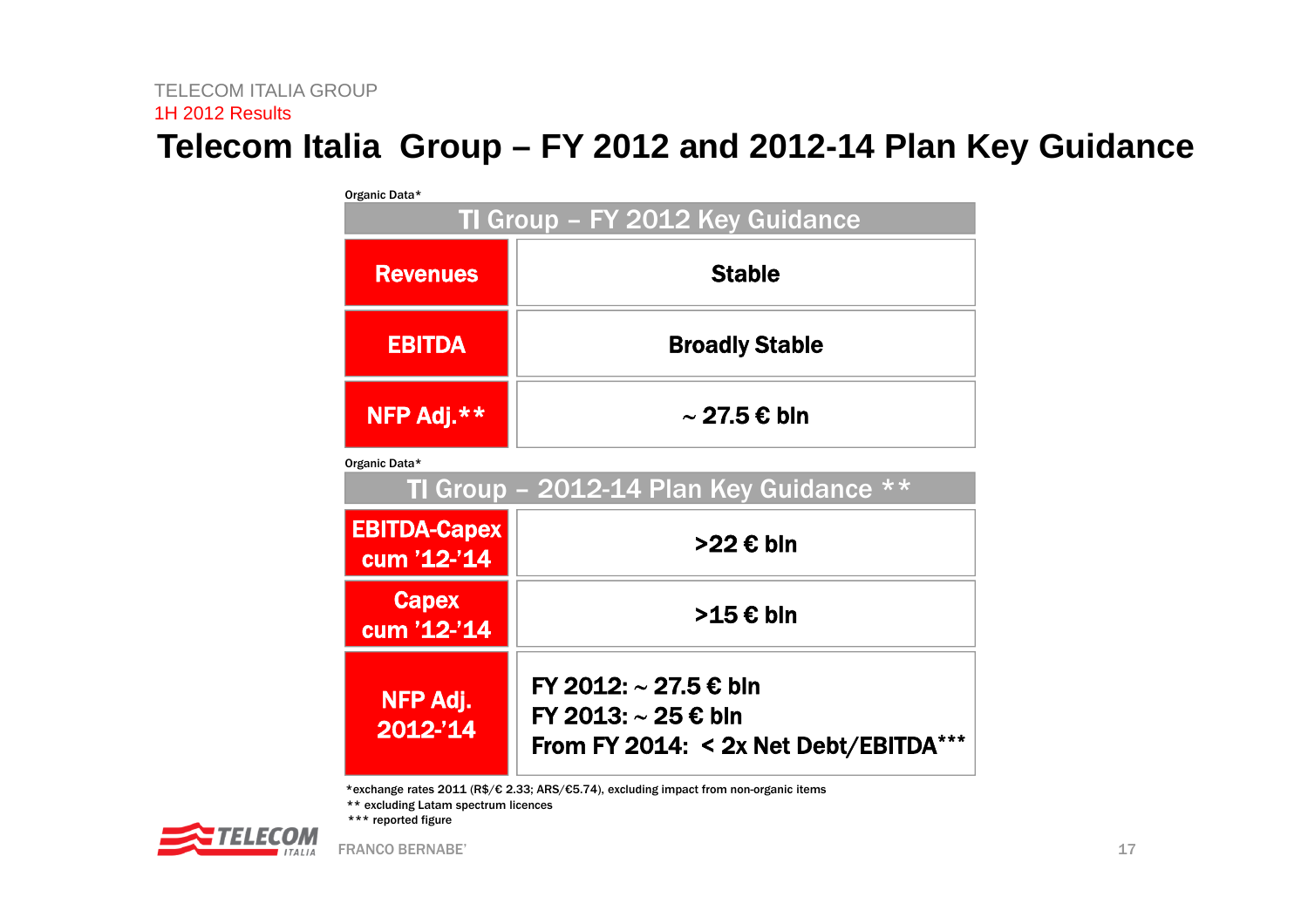# Telecom Italia Group – FY 2012 and 2012-14 Plan Key Guidance

Organic Data*

| TI Group – FY 2012 Key Guidance | |
|---|---|
| **Revenues** | **Stable** |
| **EBITDA** | **Broadly Stable** |
| **NFP Adj.**** | **~ 27.5 € bln** |

Organic Data*

| TI Group – 2012-14 Plan Key Guidance ** | |
|---|---|
| **EBITDA-Capex cum '12-'14** | **>22 € bln** |
| **Capex cum '12-'14** | **>15 € bln** |
| **NFP Adj. 2012-'14** | **FY 2012: ~ 27.5 € bln**<br>**FY 2013: ~ 25 € bln**<br>**From FY 2014: < 2x Net Debt/EBITDA***** |

*exchange rates 2011 (R$/€ 2.33; ARS/€5.74), excluding impact from non-organic items
** excluding Latam spectrum licences
*** reported figure

FRANCO BERNABE'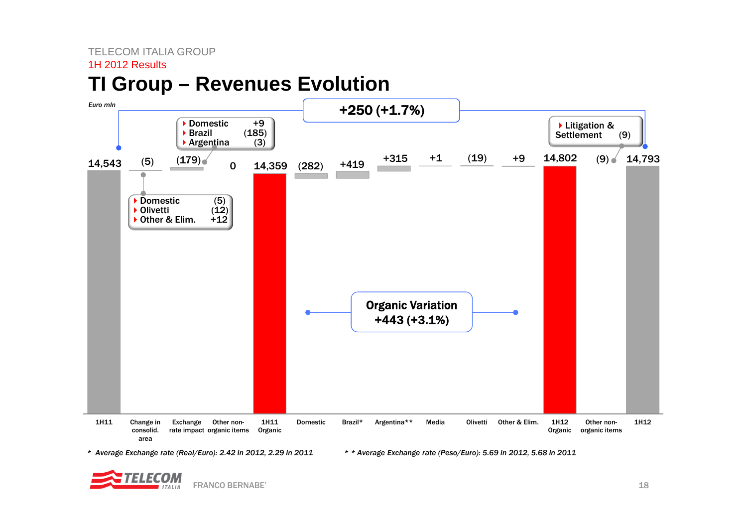TELECOM ITALIA GROUP
1H 2012 Results

# TI Group – Revenues Evolution

*Euro mln*

**+250 (+1.7%)**

| | 1H11 | Change in consolid. area | Exchange rate impact | Other non-organic items | 1H11 Organic | Domestic | Brazil* | Argentina** | Media | Olivetti | Other & Elim. | 1H12 Organic | Other non-organic items | 1H12 |
|---|---|---|---|---|---|---|---|---|---|---|---|---|---|---|
| Value | 14,543 | (5) | (179) | 0 | 14,359 | (282) | +419 | +315 | +1 | (19) | +9 | 14,802 | (9) | 14,793 |

Change in consolid. area:
- Domestic (5)
- Olivetti (12)
- Other & Elim. +12

Exchange rate impact:
- Domestic +9
- Brazil (185)
- Argentina (3)

Other non-organic items (1H12):
- Litigation & Settlement (9)

**Organic Variation +443 (+3.1%)**

*\* Average Exchange rate (Real/Euro): 2.42 in 2012, 2.29 in 2011*

*\* \* Average Exchange rate (Peso/Euro): 5.69 in 2012, 5.68 in 2011*

FRANCO BERNABE'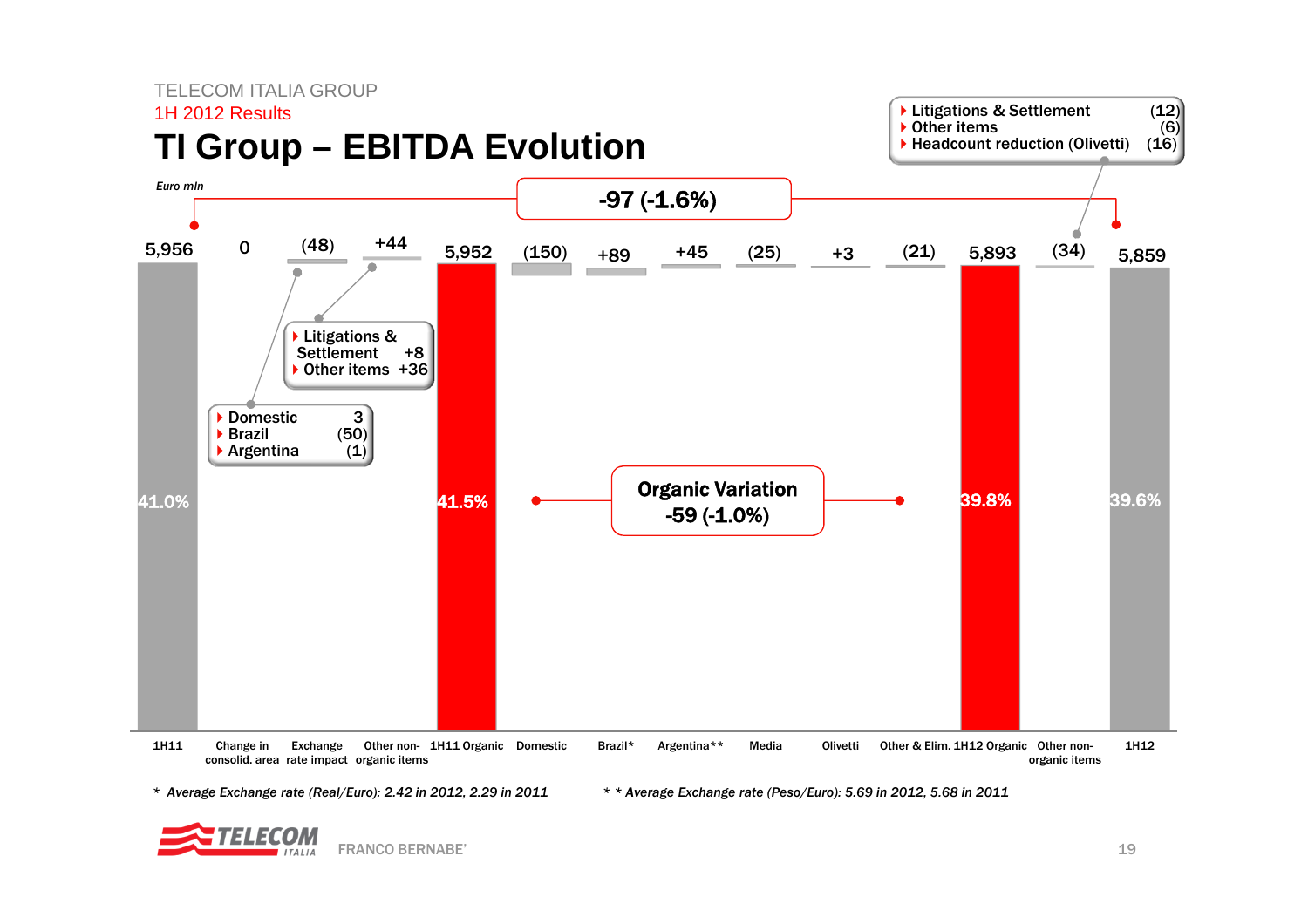TELECOM ITALIA GROUP

1H 2012 Results

# TI Group – EBITDA Evolution

*Euro mln*

-97 (-1.6%)

| | 1H11 | Change in consolid. area | Exchange rate impact | Other non-organic items | 1H11 Organic | Domestic | Brazil* | Argentina** | Media | Olivetti | Other & Elim. | 1H12 Organic | Other non-organic items | 1H12 |
|---|---|---|---|---|---|---|---|---|---|---|---|---|---|---|
| Value | 5,956 | 0 | (48) | +44 | 5,952 | (150) | +89 | +45 | (25) | +3 | (21) | 5,893 | (34) | 5,859 |
| EBITDA margin | 41.0% | | | | 41.5% | | | | | | | 39.8% | | 39.6% |

Exchange rate impact:
- Domestic 3
- Brazil (50)
- Argentina (1)

Other non-organic items (1H11):
- Litigations & Settlement +8
- Other items +36

Other non-organic items (1H12):
- Litigations & Settlement (12)
- Other items (6)
- Headcount reduction (Olivetti) (16)

**Organic Variation -59 (-1.0%)**

*\* Average Exchange rate (Real/Euro): 2.42 in 2012, 2.29 in 2011*

*\* \* Average Exchange rate (Peso/Euro): 5.69 in 2012, 5.68 in 2011*

FRANCO BERNABE'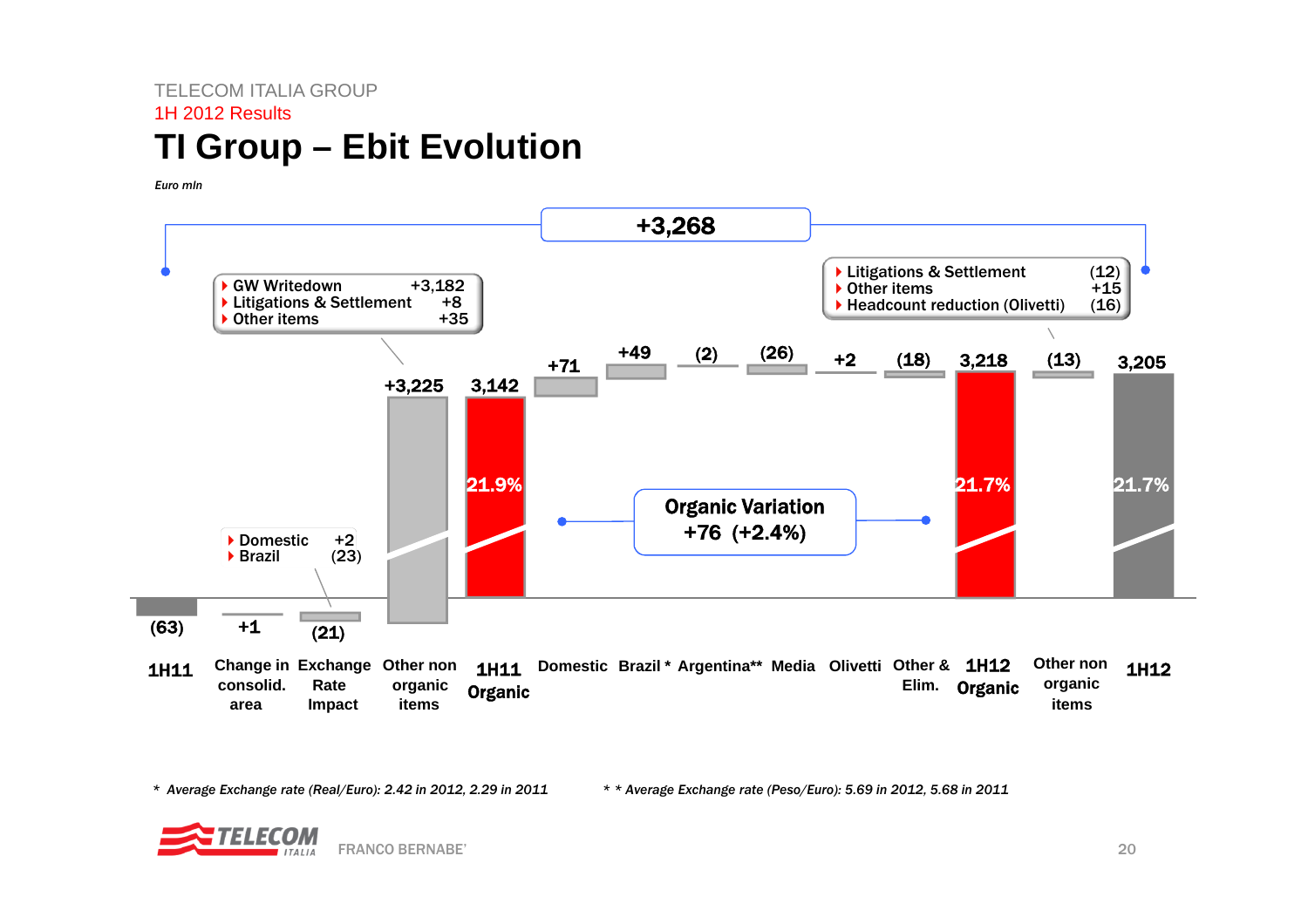TELECOM ITALIA GROUP

1H 2012 Results

# TI Group – Ebit Evolution

*Euro mln*

+3,268

- GW Writedown +3,182
- Litigations & Settlement +8
- Other items +35

- Litigations & Settlement (12)
- Other items +15
- Headcount reduction (Olivetti) (16)

- Domestic +2
- Brazil (23)

Organic Variation +76 (+2.4%)

| 1H11 | Change in consolid. area | Exchange Rate Impact | Other non organic items | 1H11 Organic | Domestic | Brazil * | Argentina** | Media | Olivetti | Other & Elim. | 1H12 Organic | Other non organic items | 1H12 |
|---|---|---|---|---|---|---|---|---|---|---|---|---|---|
| (63) | +1 | (21) | +3,225 | 3,142 | +71 | +49 | (2) | (26) | +2 | (18) | 3,218 | (13) | 3,205 |
| | | | | 21.9% | | | | | | | 21.7% | | 21.7% |

\* *Average Exchange rate (Real/Euro): 2.42 in 2012, 2.29 in 2011*

\* \* *Average Exchange rate (Peso/Euro): 5.69 in 2012, 5.68 in 2011*

FRANCO BERNABE'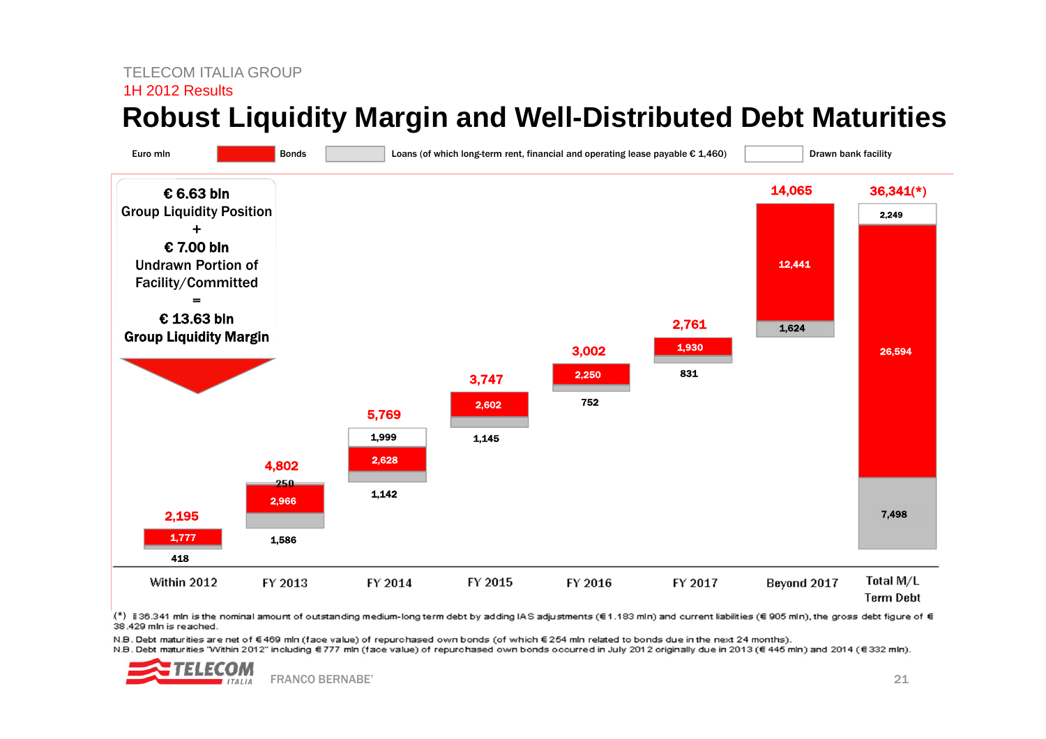TELECOM ITALIA GROUP

1H 2012 Results

# Robust Liquidity Margin and Well-Distributed Debt Maturities

Euro mln

**€ 6.63 bln**
**Group Liquidity Position**
**+**
**€ 7.00 bln**
Undrawn Portion of Facility/Committed
**=**
**€ 13.63 bln**
**Group Liquidity Margin**

| | Within 2012 | FY 2013 | FY 2014 | FY 2015 | FY 2016 | FY 2017 | Beyond 2017 | Total M/L Term Debt |
|---|---|---|---|---|---|---|---|---|
| Bonds | 1,777 | 2,966 | 2,628 | 2,602 | 2,250 | 1,930 | 12,441 | 26,594 |
| Loans (of which long-term rent, financial and operating lease payable € 1,460) | 418 | 1,586 | 1,142 | 1,145 | 752 | 831 | 1,624 | 7,498 |
| Drawn bank facility | | 250 | 1,999 | | | | | 2,249 |
| **Total** | **2,195** | **4,802** | **5,769** | **3,747** | **3,002** | **2,761** | **14,065** | **36,341(*)** |

(*) € 36.341 mln is the nominal amount of outstanding medium-long term debt by adding IAS adjustments (€ 1.183 mln) and current liabilities (€ 905 mln), the gross debt figure of € 38.429 mln is reached.

N.B. Debt maturities are net of € 469 mln (face value) of repurchased own bonds (of which € 254 mln related to bonds due in the next 24 months).

N.B. Debt maturities "Within 2012" including € 777 mln (face value) of repurchased own bonds occurred in July 2012 originally due in 2013 (€ 445 mln) and 2014 (€ 332 mln).

FRANCO BERNABE'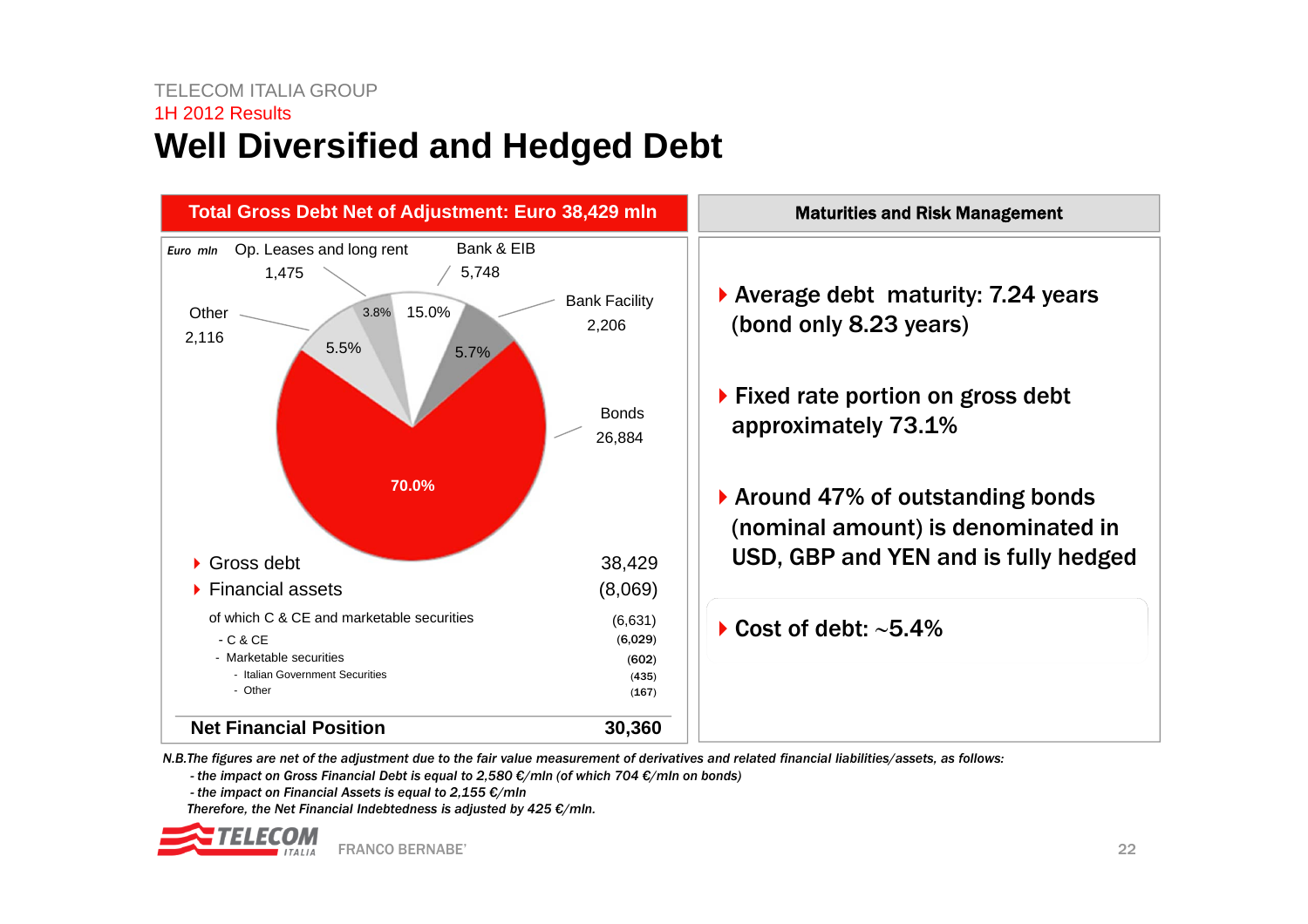TELECOM ITALIA GROUP

1H 2012 Results

# Well Diversified and Hedged Debt

## Total Gross Debt Net of Adjustment: Euro 38,429 mln

*Euro mln*

| Category | Euro mln | % |
|---|---|---|
| Op. Leases and long rent | 1,475 | 3.8% |
| Bank & EIB | 5,748 | 15.0% |
| Bank Facility | 2,206 | 5.7% |
| Bonds | 26,884 | 70.0% |
| Other | 2,116 | 5.5% |

| | |
|---|---|
| Gross debt | 38,429 |
| Financial assets | (8,069) |
| of which C & CE and marketable securities | (6,631) |
| - C & CE | (6,029) |
| - Marketable securities | (602) |
| - Italian Government Securities | (435) |
| - Other | (167) |
| **Net Financial Position** | **30,360** |

## Maturities and Risk Management

- Average debt maturity: 7.24 years (bond only 8.23 years)
- Fixed rate portion on gross debt approximately 73.1%
- Around 47% of outstanding bonds (nominal amount) is denominated in USD, GBP and YEN and is fully hedged
- Cost of debt: ~5.4%

*N.B.The figures are net of the adjustment due to the fair value measurement of derivatives and related financial liabilities/assets, as follows:*

*- the impact on Gross Financial Debt is equal to 2,580 €/mln (of which 704 €/mln on bonds)*

*- the impact on Financial Assets is equal to 2,155 €/mln*

*Therefore, the Net Financial Indebtedness is adjusted by 425 €/mln.*

FRANCO BERNABE'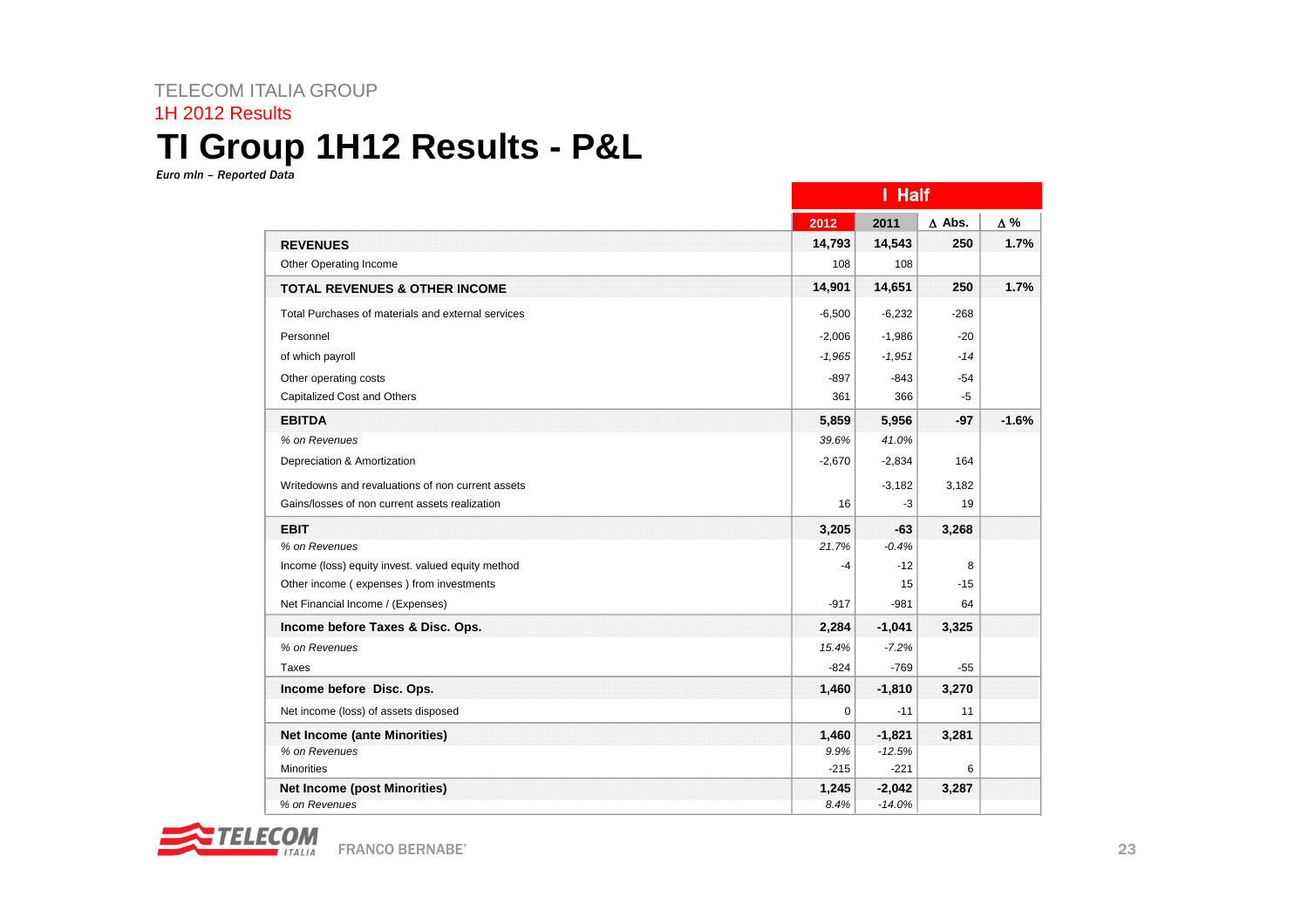TELECOM ITALIA GROUP

1H 2012 Results

# TI Group 1H12 Results - P&L

*Euro mln – Reported Data*

| | I Half | | | |
|---|---|---|---|---|
| | 2012 | 2011 | Δ Abs. | Δ % |
| **REVENUES** | **14,793** | **14,543** | **250** | **1.7%** |
| Other Operating Income | 108 | 108 | | |
| **TOTAL REVENUES & OTHER INCOME** | **14,901** | **14,651** | **250** | **1.7%** |
| Total Purchases of materials and external services | -6,500 | -6,232 | -268 | |
| Personnel | -2,006 | -1,986 | -20 | |
| of which payroll | *-1,965* | *-1,951* | *-14* | |
| Other operating costs | -897 | -843 | -54 | |
| Capitalized Cost and Others | 361 | 366 | -5 | |
| **EBITDA** | **5,859** | **5,956** | **-97** | **-1.6%** |
| *% on Revenues* | *39.6%* | *41.0%* | | |
| Depreciation & Amortization | -2,670 | -2,834 | 164 | |
| Writedowns and revaluations of non current assets | | -3,182 | 3,182 | |
| Gains/losses of non current assets realization | 16 | -3 | 19 | |
| **EBIT** | **3,205** | **-63** | **3,268** | |
| *% on Revenues* | *21.7%* | *-0.4%* | | |
| Income (loss) equity invest. valued equity method | -4 | -12 | 8 | |
| Other income ( expenses ) from investments | | 15 | -15 | |
| Net Financial Income / (Expenses) | -917 | -981 | 64 | |
| **Income before Taxes & Disc. Ops.** | **2,284** | **-1,041** | **3,325** | |
| *% on Revenues* | *15.4%* | *-7.2%* | | |
| Taxes | -824 | -769 | -55 | |
| **Income before Disc. Ops.** | **1,460** | **-1,810** | **3,270** | |
| Net income (loss) of assets disposed | 0 | -11 | 11 | |
| **Net Income (ante Minorities)** | **1,460** | **-1,821** | **3,281** | |
| *% on Revenues* | *9.9%* | *-12.5%* | | |
| Minorities | -215 | -221 | 6 | |
| **Net Income (post Minorities)** | **1,245** | **-2,042** | **3,287** | |
| *% on Revenues* | *8.4%* | *-14.0%* | | |

FRANCO BERNABE'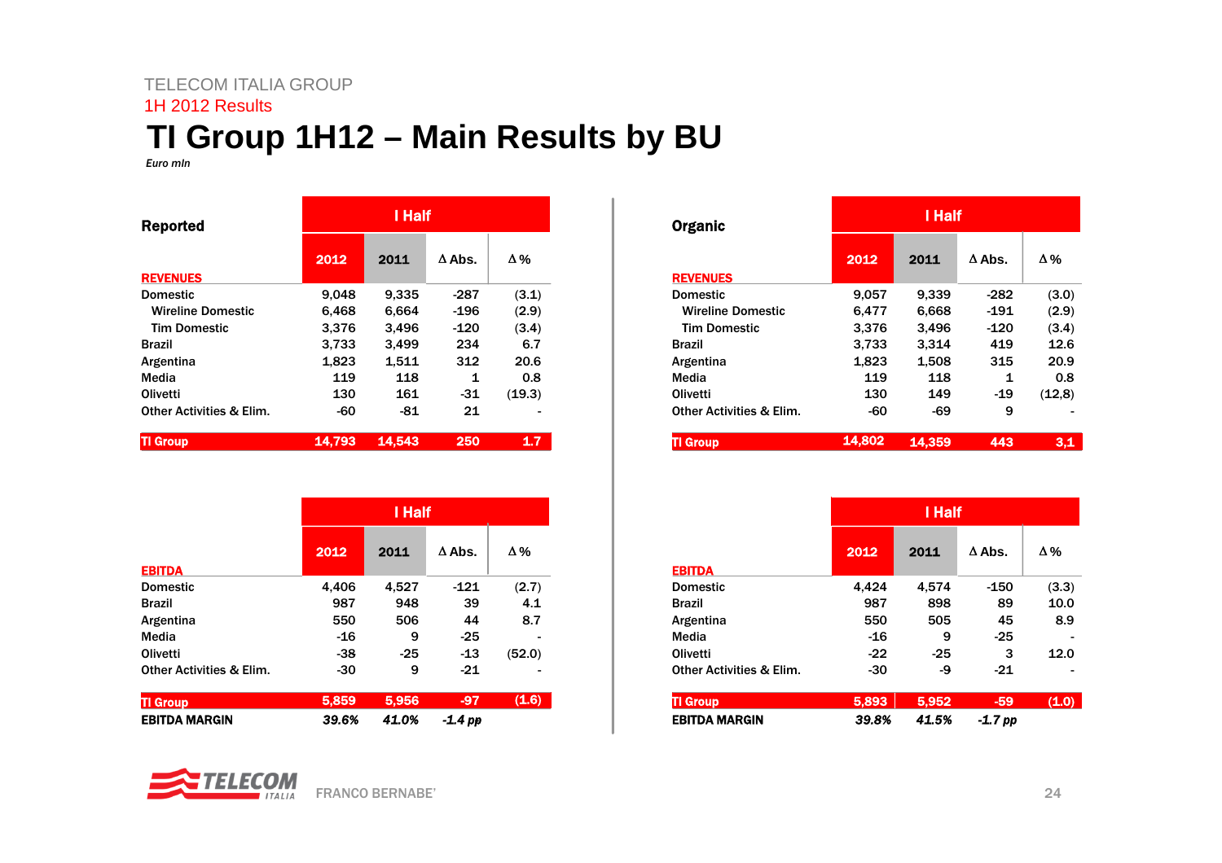TELECOM ITALIA GROUP

1H 2012 Results

# TI Group 1H12 – Main Results by BU

*Euro mln*

| Reported | I Half | | | |
|---|---|---|---|---|
| | 2012 | 2011 | Δ Abs. | Δ % |
| **REVENUES** | | | | |
| Domestic | 9,048 | 9,335 | -287 | (3.1) |
| Wireline Domestic | 6,468 | 6,664 | -196 | (2.9) |
| Tim Domestic | 3,376 | 3,496 | -120 | (3.4) |
| Brazil | 3,733 | 3,499 | 234 | 6.7 |
| Argentina | 1,823 | 1,511 | 312 | 20.6 |
| Media | 119 | 118 | 1 | 0.8 |
| Olivetti | 130 | 161 | -31 | (19.3) |
| Other Activities & Elim. | -60 | -81 | 21 | - |
| **TI Group** | **14,793** | **14,543** | **250** | **1.7** |

| Organic | I Half | | | |
|---|---|---|---|---|
| | 2012 | 2011 | Δ Abs. | Δ % |
| **REVENUES** | | | | |
| Domestic | 9,057 | 9,339 | -282 | (3.0) |
| Wireline Domestic | 6,477 | 6,668 | -191 | (2.9) |
| Tim Domestic | 3,376 | 3,496 | -120 | (3.4) |
| Brazil | 3,733 | 3,314 | 419 | 12.6 |
| Argentina | 1,823 | 1,508 | 315 | 20.9 |
| Media | 119 | 118 | 1 | 0.8 |
| Olivetti | 130 | 149 | -19 | (12,8) |
| Other Activities & Elim. | -60 | -69 | 9 | - |
| **TI Group** | **14,802** | **14,359** | **443** | **3,1** |

| Reported | I Half | | | |
|---|---|---|---|---|
| | 2012 | 2011 | Δ Abs. | Δ % |
| **EBITDA** | | | | |
| Domestic | 4,406 | 4,527 | -121 | (2.7) |
| Brazil | 987 | 948 | 39 | 4.1 |
| Argentina | 550 | 506 | 44 | 8.7 |
| Media | -16 | 9 | -25 | - |
| Olivetti | -38 | -25 | -13 | (52.0) |
| Other Activities & Elim. | -30 | 9 | -21 | - |
| **TI Group** | **5,859** | **5,956** | **-97** | **(1.6)** |
| **EBITDA MARGIN** | ***39.6%*** | ***41.0%*** | ***-1.4 pp*** | |

| Organic | I Half | | | |
|---|---|---|---|---|
| | 2012 | 2011 | Δ Abs. | Δ % |
| **EBITDA** | | | | |
| Domestic | 4,424 | 4,574 | -150 | (3.3) |
| Brazil | 987 | 898 | 89 | 10.0 |
| Argentina | 550 | 505 | 45 | 8.9 |
| Media | -16 | 9 | -25 | - |
| Olivetti | -22 | -25 | 3 | 12.0 |
| Other Activities & Elim. | -30 | -9 | -21 | - |
| **TI Group** | **5,893** | **5,952** | **-59** | **(1.0)** |
| **EBITDA MARGIN** | ***39.8%*** | ***41.5%*** | ***-1.7 pp*** | |

FRANCO BERNABE'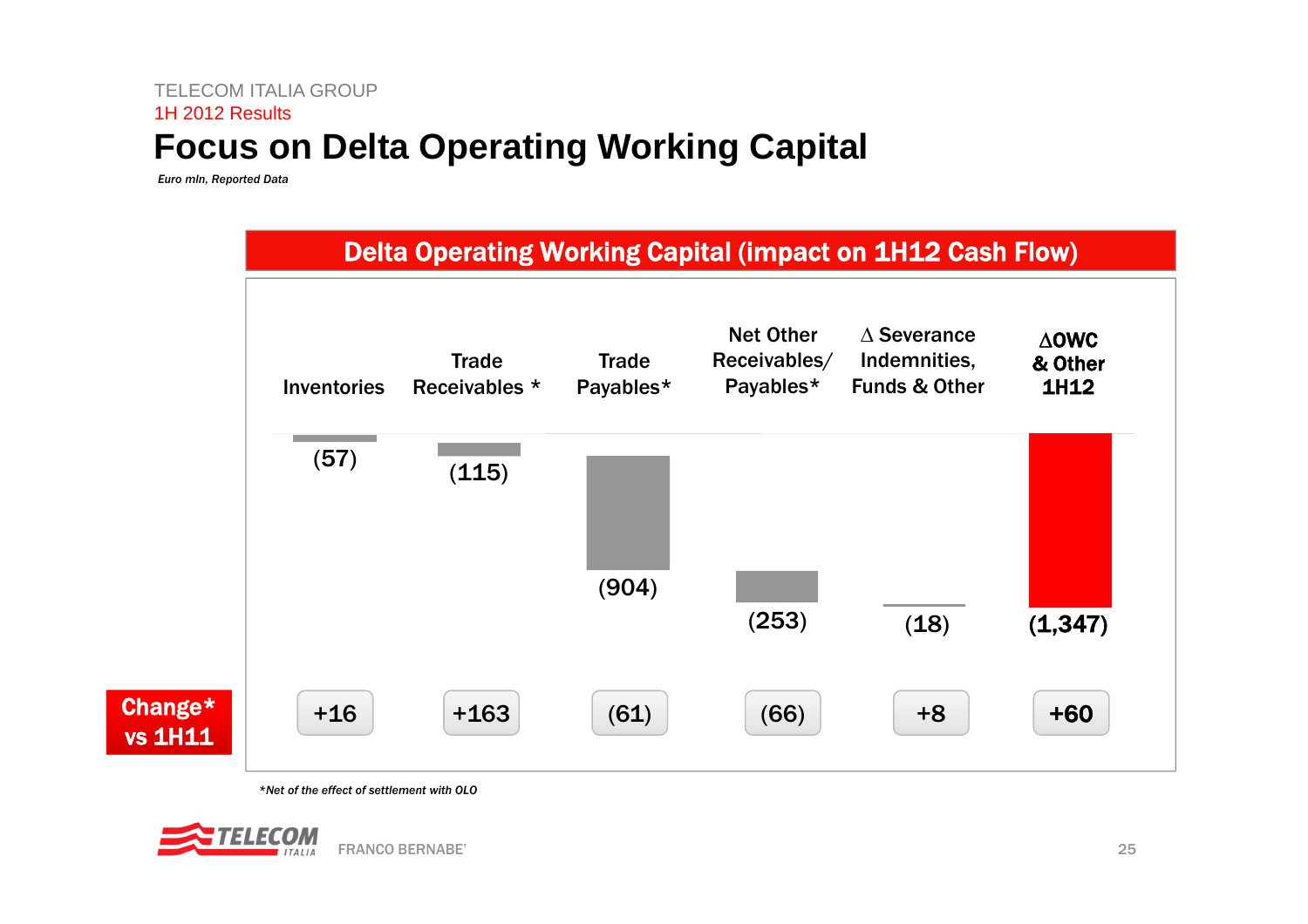TELECOM ITALIA GROUP

1H 2012 Results

# Focus on Delta Operating Working Capital

*Euro mln, Reported Data*

## Delta Operating Working Capital (impact on 1H12 Cash Flow)

Inventories
(57)

Trade Receivables *
(115)

Trade Payables*
(904)

Net Other Receivables/ Payables*
(253)

Δ Severance Indemnities, Funds & Other
(18)

**ΔOWC & Other 1H12**
**(1,347)**

**Change* vs 1H11**

+16

+163

(61)

(66)

+8

**+60**

*\*Net of the effect of settlement with OLO*

FRANCO BERNABE'